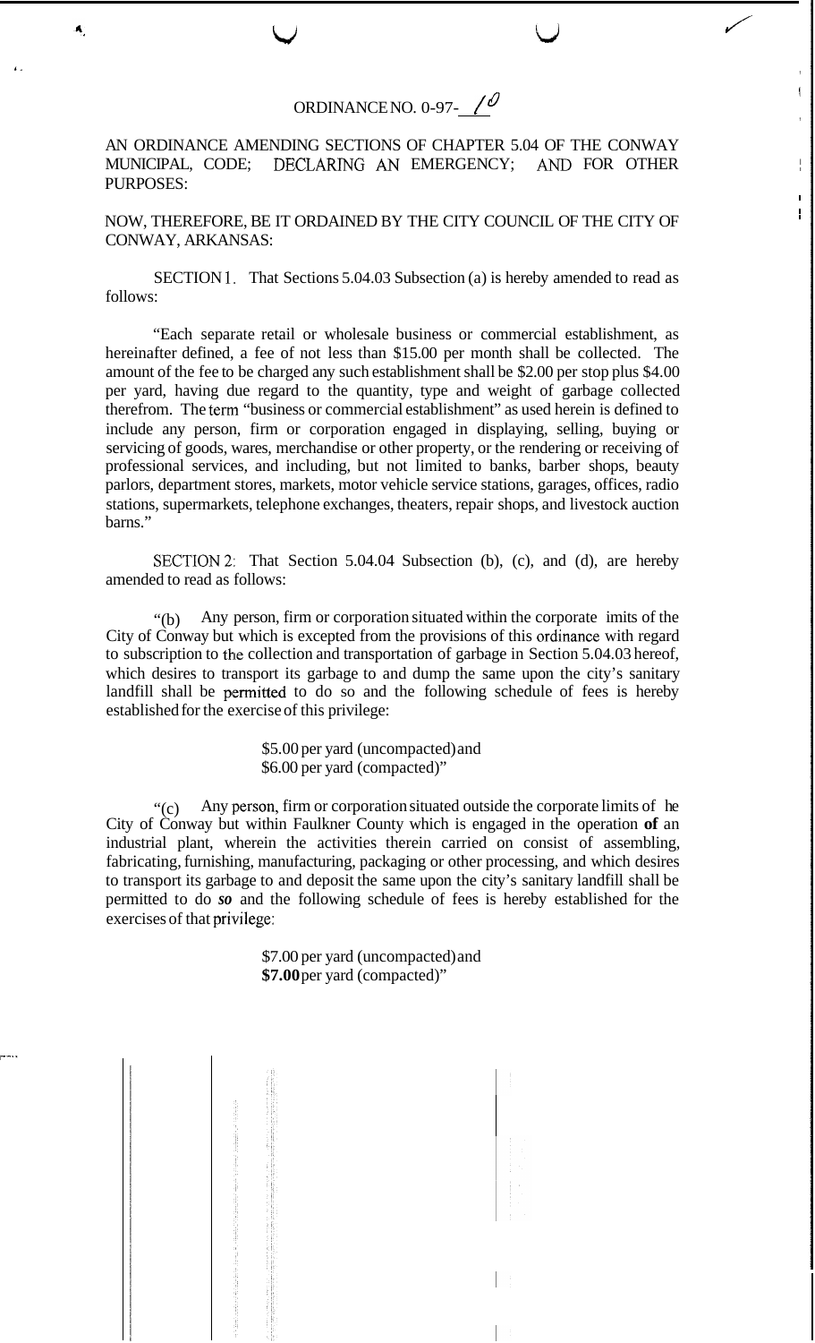# ORDINANCE NO. 0-97-10

AN ORDINANCE AMENDING SECTIONS OF CHAPTER 5.04 OF THE CONWAY MUNICIPAL, CODE; DECLARING AN EMERGENCY; AND FOR OTHER PURPOSES:

NOW, THEREFORE, BE IT ORDAINED BY THE CITY COUNCIL OF THE CITY OF CONWAY, ARKANSAS:

SECTION 1. That Sections 5.04.03 Subsection (a) is hereby amended to read as follows:

"Each separate retail or wholesale business or commercial establishment, as hereinafter defined, a fee of not less than $15.00 per month shall be collected. The amount of the fee to be charged any such establishment shall be $2.00 per stop plus $4.00 per yard, having due regard to the quantity, type and weight of garbage collected therefrom. The term "business or commercial establishment" as used herein is defined to include any person, firm or corporation engaged in displaying, selling, buying or servicing of goods, wares, merchandise or other property, or the rendering or receiving of professional services, and including, but not limited to banks, barber shops, beauty parlors, department stores, markets, motor vehicle service stations, garages, offices, radio stations, supermarkets, telephone exchanges, theaters, repair shops, and livestock auction barns."

SECTION 2: That Section 5.04.04 Subsection (b), (c), and (d), are hereby amended to read as follows:

"(b) Any person, firm or corporation situated within the corporate imits of the City of Conway but which is excepted from the provisions of this ordinance with regard to subscription to the collection and transportation of garbage in Section 5.04.03 hereof, which desires to transport its garbage to and dump the same upon the city's sanitary landfill shall be permitted to do so and the following schedule of fees is hereby established for the exercise of this privilege:

$5.00 per yard (uncompacted) and
$6.00 per yard (compacted)"

"(c) Any person, firm or corporation situated outside the corporate limits of he City of Conway but within Faulkner County which is engaged in the operation **of** an industrial plant, wherein the activities therein carried on consist of assembling, fabricating, furnishing, manufacturing, packaging or other processing, and which desires to transport its garbage to and deposit the same upon the city's sanitary landfill shall be permitted to do *so* and the following schedule of fees is hereby established for the exercises of that privilege:

$7.00 per yard (uncompacted) and
**$7.00** per yard (compacted)"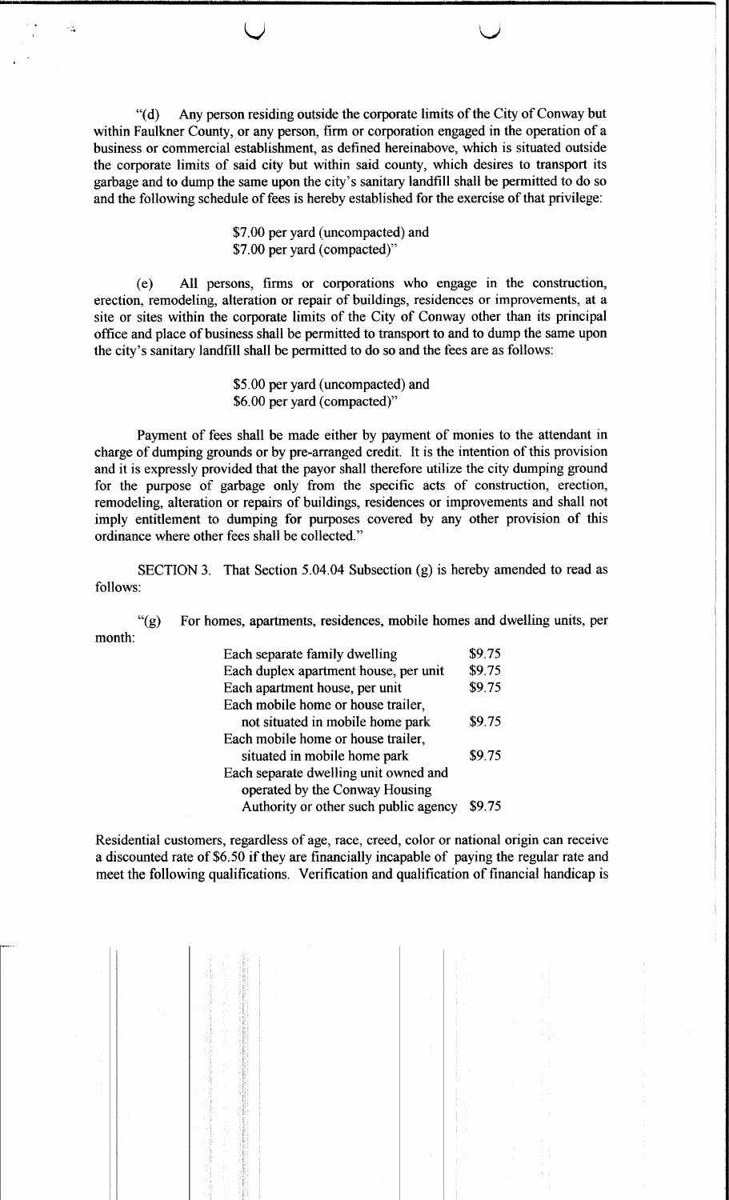"(d) Any person residing outside the corporate limits of the City of Conway but within Faulkner County, or any person, firm or corporation engaged in the operation of a business or commercial establishment, as defined hereinabove, which is situated outside the corporate limits of said city but within said county, which desires to transport its garbage and to dump the same upon the city's sanitary landfill shall be permitted to do so and the following schedule of fees is hereby established for the exercise of that privilege:

$7.00 per yard (uncompacted) and
$7.00 per yard (compacted)"

(e) All persons, firms or corporations who engage in the construction, erection, remodeling, alteration or repair of buildings, residences or improvements, at a site or sites within the corporate limits of the City of Conway other than its principal office and place of business shall be permitted to transport to and to dump the same upon the city's sanitary landfill shall be permitted to do so and the fees are as follows:

$5.00 per yard (uncompacted) and
$6.00 per yard (compacted)"

Payment of fees shall be made either by payment of monies to the attendant in charge of dumping grounds or by pre-arranged credit. It is the intention of this provision and it is expressly provided that the payor shall therefore utilize the city dumping ground for the purpose of garbage only from the specific acts of construction, erection, remodeling, alteration or repairs of buildings, residences or improvements and shall not imply entitlement to dumping for purposes covered by any other provision of this ordinance where other fees shall be collected."

SECTION 3. That Section 5.04.04 Subsection (g) is hereby amended to read as follows:

"(g) For homes, apartments, residences, mobile homes and dwelling units, per month:

| | |
|---|---|
| Each separate family dwelling | $9.75 |
| Each duplex apartment house, per unit | $9.75 |
| Each apartment house, per unit | $9.75 |
| Each mobile home or house trailer, not situated in mobile home park | $9.75 |
| Each mobile home or house trailer, situated in mobile home park | $9.75 |
| Each separate dwelling unit owned and operated by the Conway Housing Authority or other such public agency | $9.75 |

Residential customers, regardless of age, race, creed, color or national origin can receive a discounted rate of $6.50 if they are financially incapable of paying the regular rate and meet the following qualifications. Verification and qualification of financial handicap is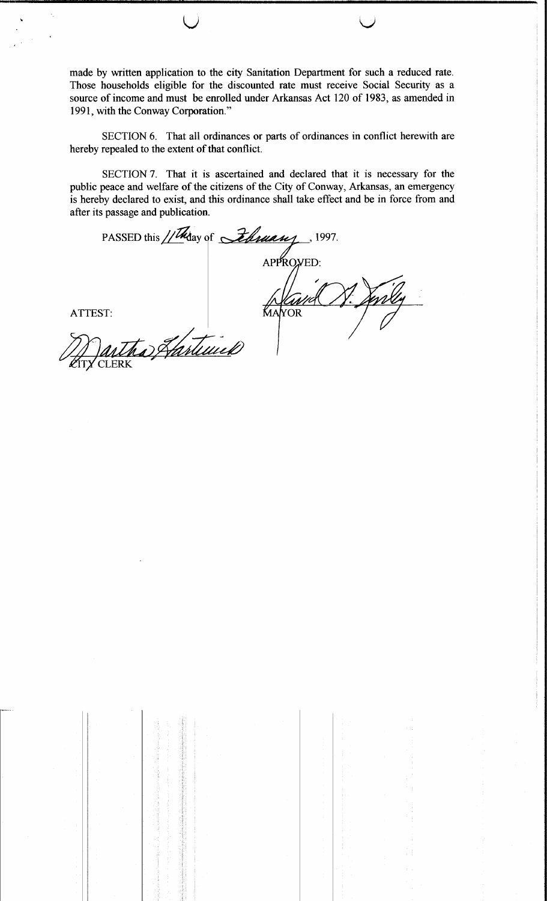made by written application to the city Sanitation Department for such a reduced rate. Those households eligible for the discounted rate must receive Social Security as a source of income and must be enrolled under Arkansas Act 120 of 1983, as amended in 1991, with the Conway Corporation."

SECTION 6. That all ordinances or parts of ordinances in conflict herewith are hereby repealed to the extent of that conflict.

SECTION 7. That it is ascertained and declared that it is necessary for the public peace and welfare of the citizens of the City of Conway, Arkansas, an emergency is hereby declared to exist, and this ordinance shall take effect and be in force from and after its passage and publication.

PASSED this 11th day of February, 1997.

APPROVED:

David L. Kinley
MAYOR

ATTEST:

Martha Hartwick
CITY CLERK